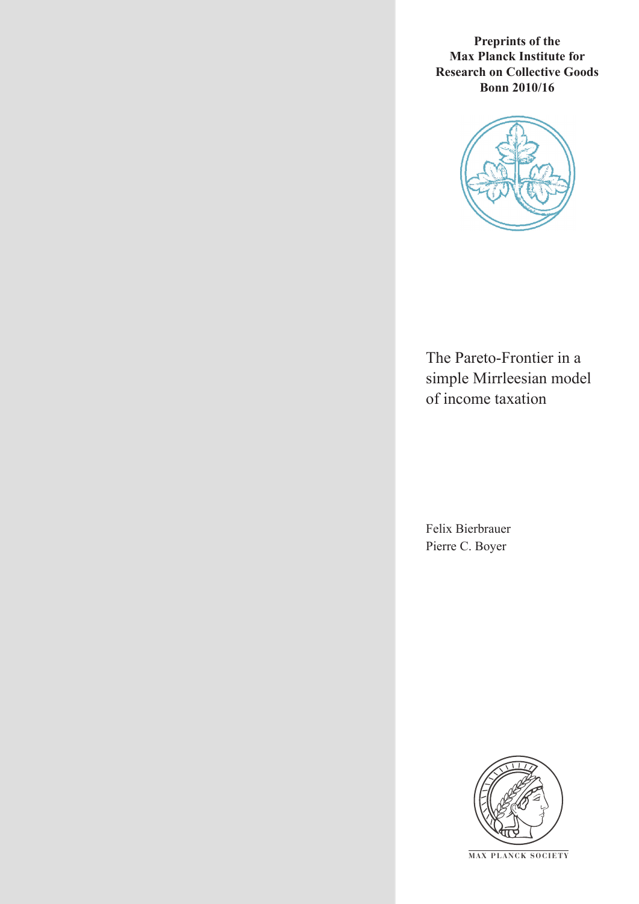**Preprints of the Max Planck Institute for Research on Collective Goods Bonn 2010/16**

# The Pareto-Frontier in a simple Mirrleesian model of income taxation

Felix Bierbrauer
Pierre C. Boyer

MAX PLANCK SOCIETY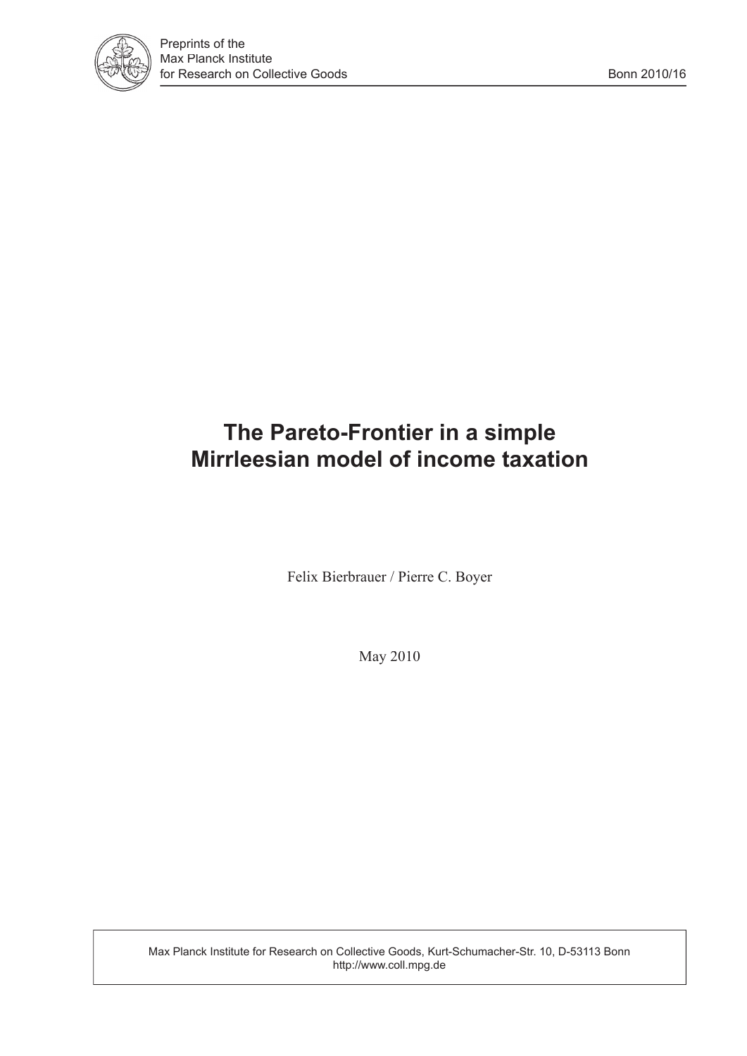Preprints of the
Max Planck Institute
for Research on Collective Goods

Bonn 2010/16

# The Pareto-Frontier in a simple Mirrleesian model of income taxation

Felix Bierbrauer / Pierre C. Boyer

May 2010

Max Planck Institute for Research on Collective Goods, Kurt-Schumacher-Str. 10, D-53113 Bonn
http://www.coll.mpg.de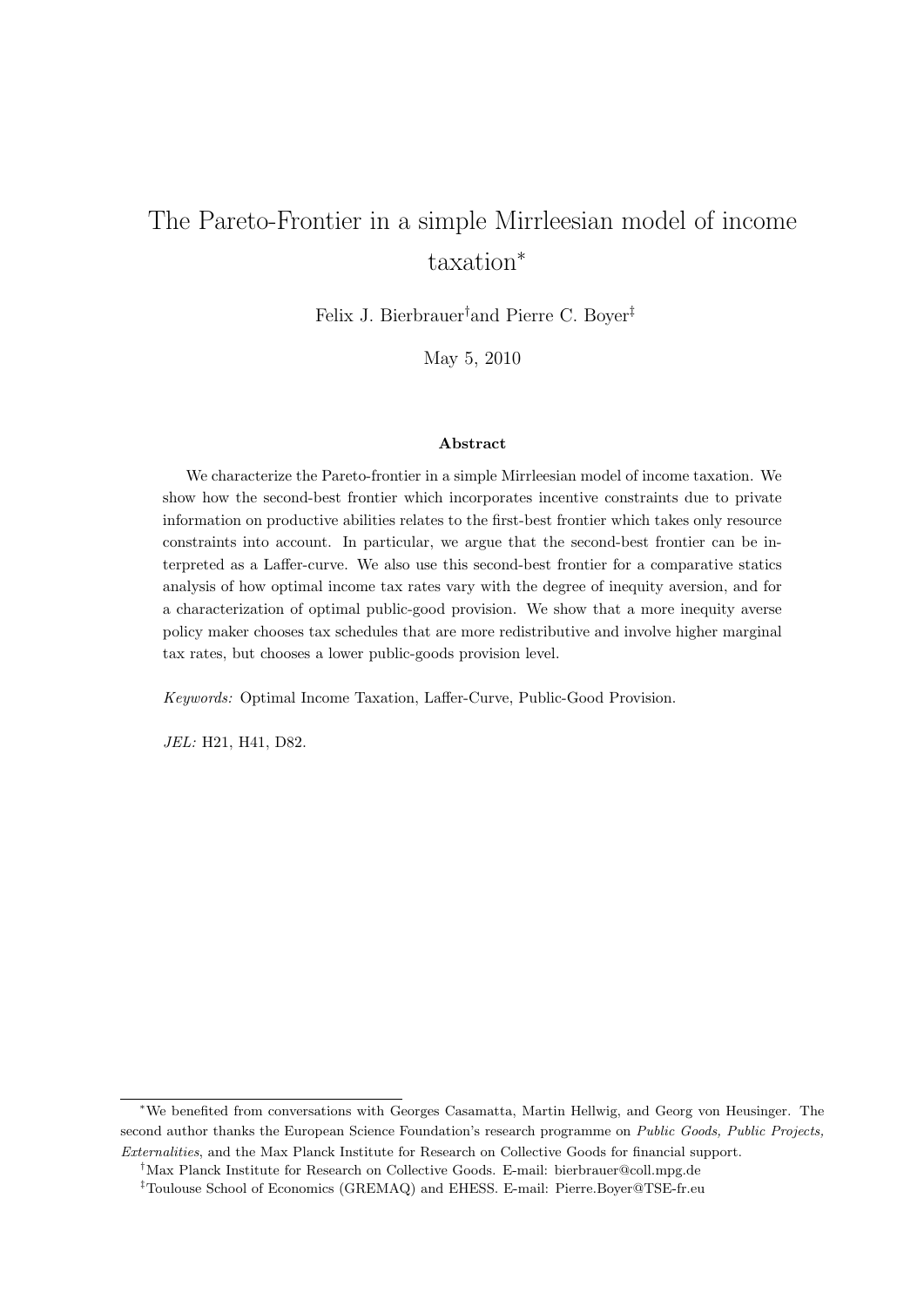# The Pareto-Frontier in a simple Mirrleesian model of income taxation*

Felix J. Bierbrauer[†] and Pierre C. Boyer[‡]

May 5, 2010

### Abstract

We characterize the Pareto-frontier in a simple Mirrleesian model of income taxation. We show how the second-best frontier which incorporates incentive constraints due to private information on productive abilities relates to the first-best frontier which takes only resource constraints into account. In particular, we argue that the second-best frontier can be interpreted as a Laffer-curve. We also use this second-best frontier for a comparative statics analysis of how optimal income tax rates vary with the degree of inequity aversion, and for a characterization of optimal public-good provision. We show that a more inequity averse policy maker chooses tax schedules that are more redistributive and involve higher marginal tax rates, but chooses a lower public-goods provision level.

*Keywords:* Optimal Income Taxation, Laffer-Curve, Public-Good Provision.

*JEL:* H21, H41, D82.

---

*We benefited from conversations with Georges Casamatta, Martin Hellwig, and Georg von Heusinger. The second author thanks the European Science Foundation's research programme on *Public Goods, Public Projects, Externalities*, and the Max Planck Institute for Research on Collective Goods for financial support.

[†]Max Planck Institute for Research on Collective Goods. E-mail: bierbrauer@coll.mpg.de

[‡]Toulouse School of Economics (GREMAQ) and EHESS. E-mail: Pierre.Boyer@TSE-fr.eu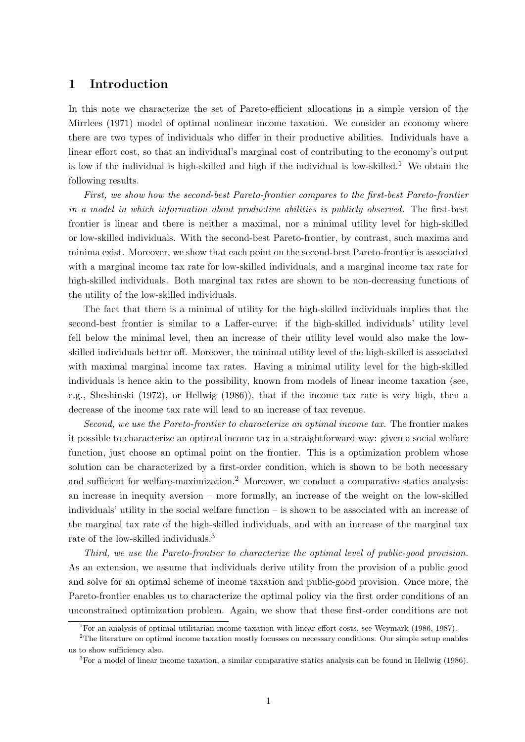# 1 Introduction

In this note we characterize the set of Pareto-efficient allocations in a simple version of the Mirrlees (1971) model of optimal nonlinear income taxation. We consider an economy where there are two types of individuals who differ in their productive abilities. Individuals have a linear effort cost, so that an individual's marginal cost of contributing to the economy's output is low if the individual is high-skilled and high if the individual is low-skilled.[1] We obtain the following results.

*First, we show how the second-best Pareto-frontier compares to the first-best Pareto-frontier in a model in which information about productive abilities is publicly observed.* The first-best frontier is linear and there is neither a maximal, nor a minimal utility level for high-skilled or low-skilled individuals. With the second-best Pareto-frontier, by contrast, such maxima and minima exist. Moreover, we show that each point on the second-best Pareto-frontier is associated with a marginal income tax rate for low-skilled individuals, and a marginal income tax rate for high-skilled individuals. Both marginal tax rates are shown to be non-decreasing functions of the utility of the low-skilled individuals.

The fact that there is a minimal of utility for the high-skilled individuals implies that the second-best frontier is similar to a Laffer-curve: if the high-skilled individuals' utility level fell below the minimal level, then an increase of their utility level would also make the low-skilled individuals better off. Moreover, the minimal utility level of the high-skilled is associated with maximal marginal income tax rates. Having a minimal utility level for the high-skilled individuals is hence akin to the possibility, known from models of linear income taxation (see, e.g., Sheshinski (1972), or Hellwig (1986)), that if the income tax rate is very high, then a decrease of the income tax rate will lead to an increase of tax revenue.

*Second, we use the Pareto-frontier to characterize an optimal income tax.* The frontier makes it possible to characterize an optimal income tax in a straightforward way: given a social welfare function, just choose an optimal point on the frontier. This is a optimization problem whose solution can be characterized by a first-order condition, which is shown to be both necessary and sufficient for welfare-maximization.[2] Moreover, we conduct a comparative statics analysis: an increase in inequity aversion – more formally, an increase of the weight on the low-skilled individuals' utility in the social welfare function – is shown to be associated with an increase of the marginal tax rate of the high-skilled individuals, and with an increase of the marginal tax rate of the low-skilled individuals.[3]

*Third, we use the Pareto-frontier to characterize the optimal level of public-good provision.* As an extension, we assume that individuals derive utility from the provision of a public good and solve for an optimal scheme of income taxation and public-good provision. Once more, the Pareto-frontier enables us to characterize the optimal policy via the first order conditions of an unconstrained optimization problem. Again, we show that these first-order conditions are not

---

[1] For an analysis of optimal utilitarian income taxation with linear effort costs, see Weymark (1986, 1987).

[2] The literature on optimal income taxation mostly focusses on necessary conditions. Our simple setup enables us to show sufficiency also.

[3] For a model of linear income taxation, a similar comparative statics analysis can be found in Hellwig (1986).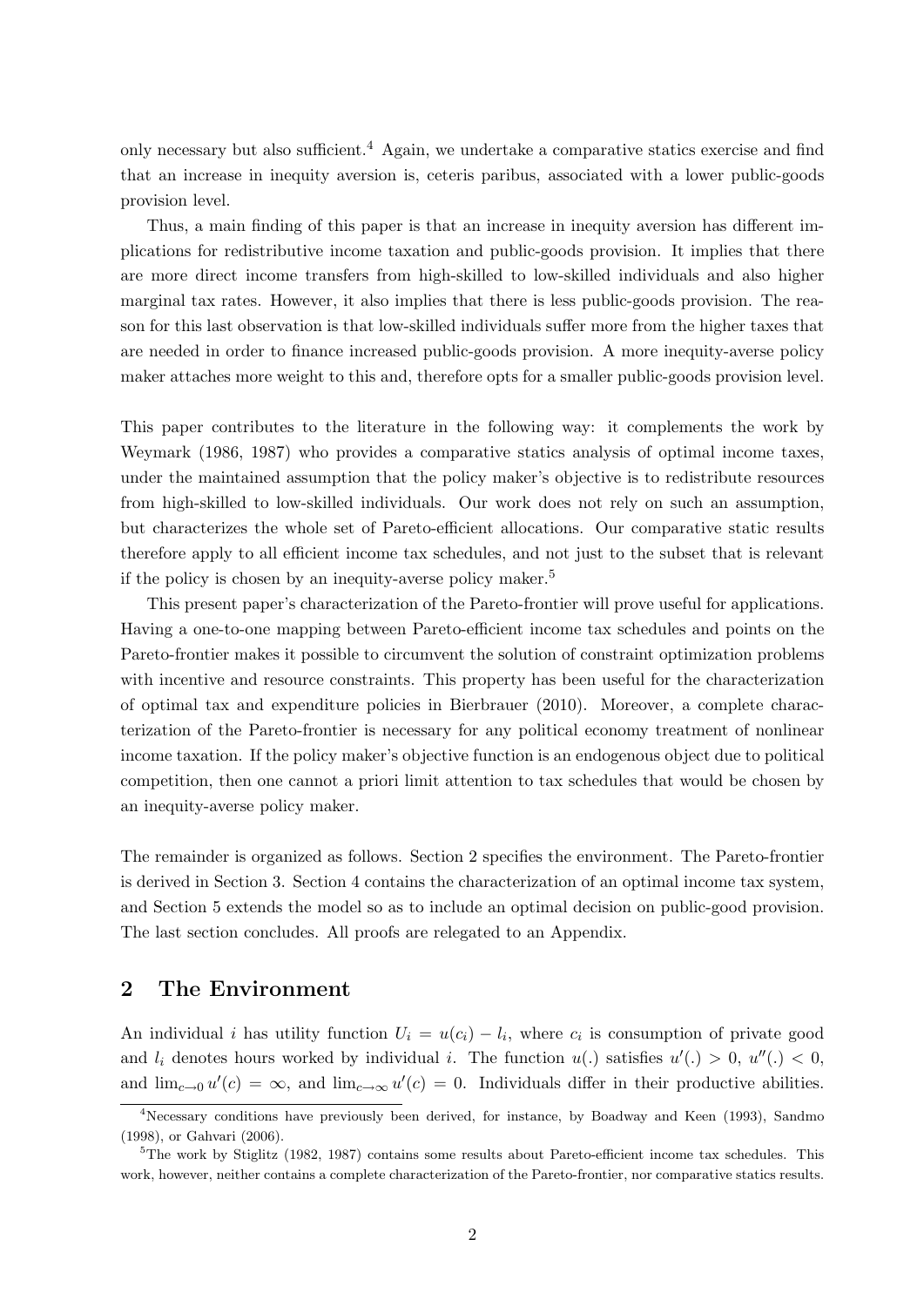only necessary but also sufficient.[4] Again, we undertake a comparative statics exercise and find that an increase in inequity aversion is, ceteris paribus, associated with a lower public-goods provision level.

Thus, a main finding of this paper is that an increase in inequity aversion has different implications for redistributive income taxation and public-goods provision. It implies that there are more direct income transfers from high-skilled to low-skilled individuals and also higher marginal tax rates. However, it also implies that there is less public-goods provision. The reason for this last observation is that low-skilled individuals suffer more from the higher taxes that are needed in order to finance increased public-goods provision. A more inequity-averse policy maker attaches more weight to this and, therefore opts for a smaller public-goods provision level.

This paper contributes to the literature in the following way: it complements the work by Weymark (1986, 1987) who provides a comparative statics analysis of optimal income taxes, under the maintained assumption that the policy maker's objective is to redistribute resources from high-skilled to low-skilled individuals. Our work does not rely on such an assumption, but characterizes the whole set of Pareto-efficient allocations. Our comparative static results therefore apply to all efficient income tax schedules, and not just to the subset that is relevant if the policy is chosen by an inequity-averse policy maker.[5]

This present paper's characterization of the Pareto-frontier will prove useful for applications. Having a one-to-one mapping between Pareto-efficient income tax schedules and points on the Pareto-frontier makes it possible to circumvent the solution of constraint optimization problems with incentive and resource constraints. This property has been useful for the characterization of optimal tax and expenditure policies in Bierbrauer (2010). Moreover, a complete characterization of the Pareto-frontier is necessary for any political economy treatment of nonlinear income taxation. If the policy maker's objective function is an endogenous object due to political competition, then one cannot a priori limit attention to tax schedules that would be chosen by an inequity-averse policy maker.

The remainder is organized as follows. Section 2 specifies the environment. The Pareto-frontier is derived in Section 3. Section 4 contains the characterization of an optimal income tax system, and Section 5 extends the model so as to include an optimal decision on public-good provision. The last section concludes. All proofs are relegated to an Appendix.

## 2 The Environment

An individual $i$ has utility function $U_i = u(c_i) - l_i$, where $c_i$ is consumption of private good and $l_i$ denotes hours worked by individual $i$. The function $u(.)$ satisfies $u'(.) > 0$, $u''(.) < 0$, and $\lim_{c \to 0} u'(c) = \infty$, and $\lim_{c \to \infty} u'(c) = 0$. Individuals differ in their productive abilities.

[4] Necessary conditions have previously been derived, for instance, by Boadway and Keen (1993), Sandmo (1998), or Gahvari (2006).

[5] The work by Stiglitz (1982, 1987) contains some results about Pareto-efficient income tax schedules. This work, however, neither contains a complete characterization of the Pareto-frontier, nor comparative statics results.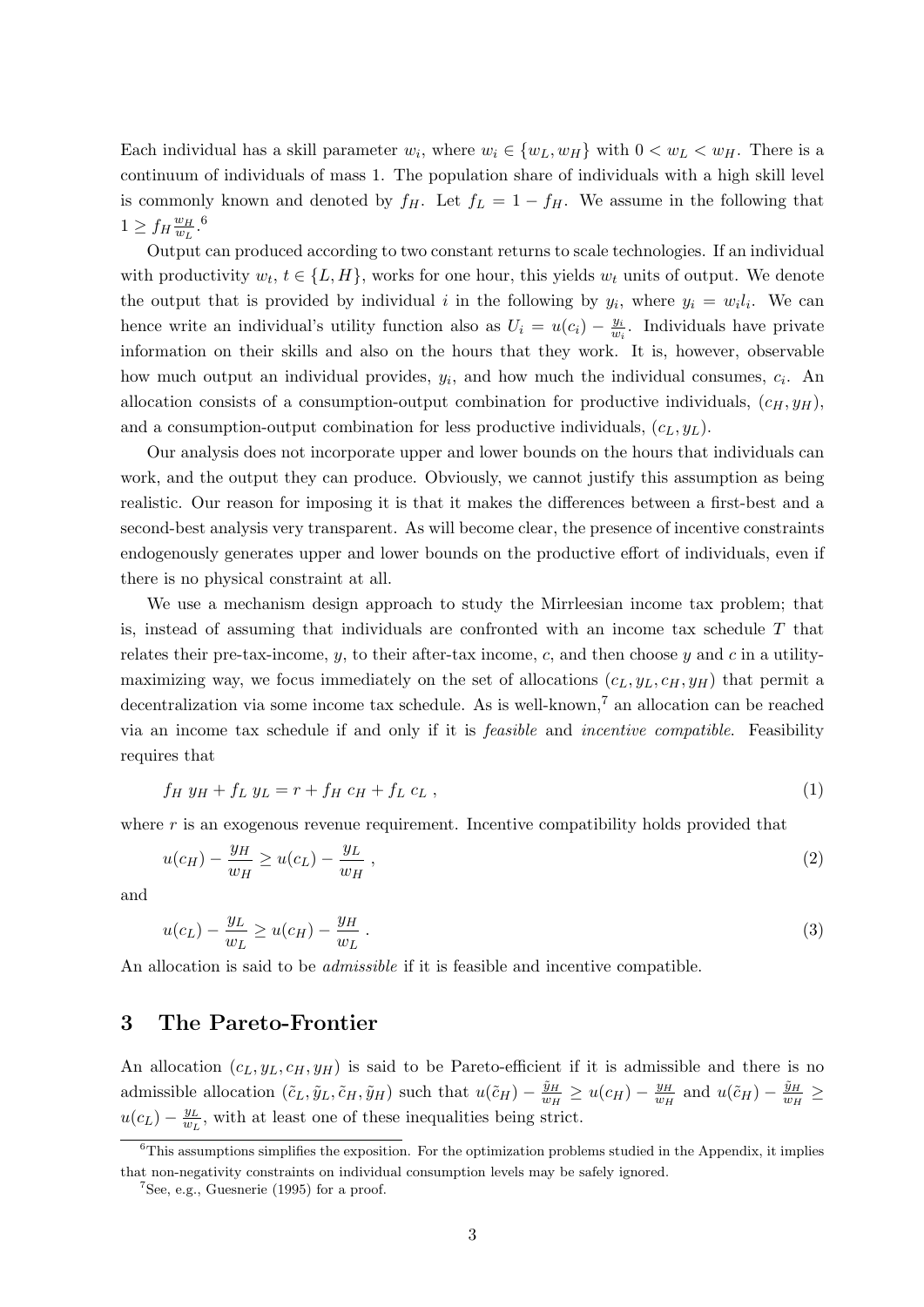Each individual has a skill parameter $w_i$, where $w_i \in \{w_L, w_H\}$ with $0 < w_L < w_H$. There is a continuum of individuals of mass 1. The population share of individuals with a high skill level is commonly known and denoted by $f_H$. Let $f_L = 1 - f_H$. We assume in the following that $1 \geq f_H \frac{w_H}{w_L}$.[6]

Output can produced according to two constant returns to scale technologies. If an individual with productivity $w_t$, $t \in \{L, H\}$, works for one hour, this yields $w_t$ units of output. We denote the output that is provided by individual $i$ in the following by $y_i$, where $y_i = w_i l_i$. We can hence write an individual's utility function also as $U_i = u(c_i) - \frac{y_i}{w_i}$. Individuals have private information on their skills and also on the hours that they work. It is, however, observable how much output an individual provides, $y_i$, and how much the individual consumes, $c_i$. An allocation consists of a consumption-output combination for productive individuals, $(c_H, y_H)$, and a consumption-output combination for less productive individuals, $(c_L, y_L)$.

Our analysis does not incorporate upper and lower bounds on the hours that individuals can work, and the output they can produce. Obviously, we cannot justify this assumption as being realistic. Our reason for imposing it is that it makes the differences between a first-best and a second-best analysis very transparent. As will become clear, the presence of incentive constraints endogenously generates upper and lower bounds on the productive effort of individuals, even if there is no physical constraint at all.

We use a mechanism design approach to study the Mirrleesian income tax problem; that is, instead of assuming that individuals are confronted with an income tax schedule $T$ that relates their pre-tax-income, $y$, to their after-tax income, $c$, and then choose $y$ and $c$ in a utility-maximizing way, we focus immediately on the set of allocations $(c_L, y_L, c_H, y_H)$ that permit a decentralization via some income tax schedule. As is well-known,[7] an allocation can be reached via an income tax schedule if and only if it is *feasible* and *incentive compatible*. Feasibility requires that

$$f_H \, y_H + f_L \, y_L = r + f_H \, c_H + f_L \, c_L \, , \tag{1}$$

where $r$ is an exogenous revenue requirement. Incentive compatibility holds provided that

$$u(c_H) - \frac{y_H}{w_H} \geq u(c_L) - \frac{y_L}{w_H} \, , \tag{2}$$

and

$$u(c_L) - \frac{y_L}{w_L} \geq u(c_H) - \frac{y_H}{w_L} \, . \tag{3}$$

An allocation is said to be *admissible* if it is feasible and incentive compatible.

## 3 The Pareto-Frontier

An allocation $(c_L, y_L, c_H, y_H)$ is said to be Pareto-efficient if it is admissible and there is no admissible allocation $(\tilde{c}_L, \tilde{y}_L, \tilde{c}_H, \tilde{y}_H)$ such that $u(\tilde{c}_H) - \frac{\tilde{y}_H}{w_H} \geq u(c_H) - \frac{y_H}{w_H}$ and $u(\tilde{c}_H) - \frac{\tilde{y}_H}{w_H} \geq u(c_L) - \frac{y_L}{w_L}$, with at least one of these inequalities being strict.

[6] This assumptions simplifies the exposition. For the optimization problems studied in the Appendix, it implies that non-negativity constraints on individual consumption levels may be safely ignored.

[7] See, e.g., Guesnerie (1995) for a proof.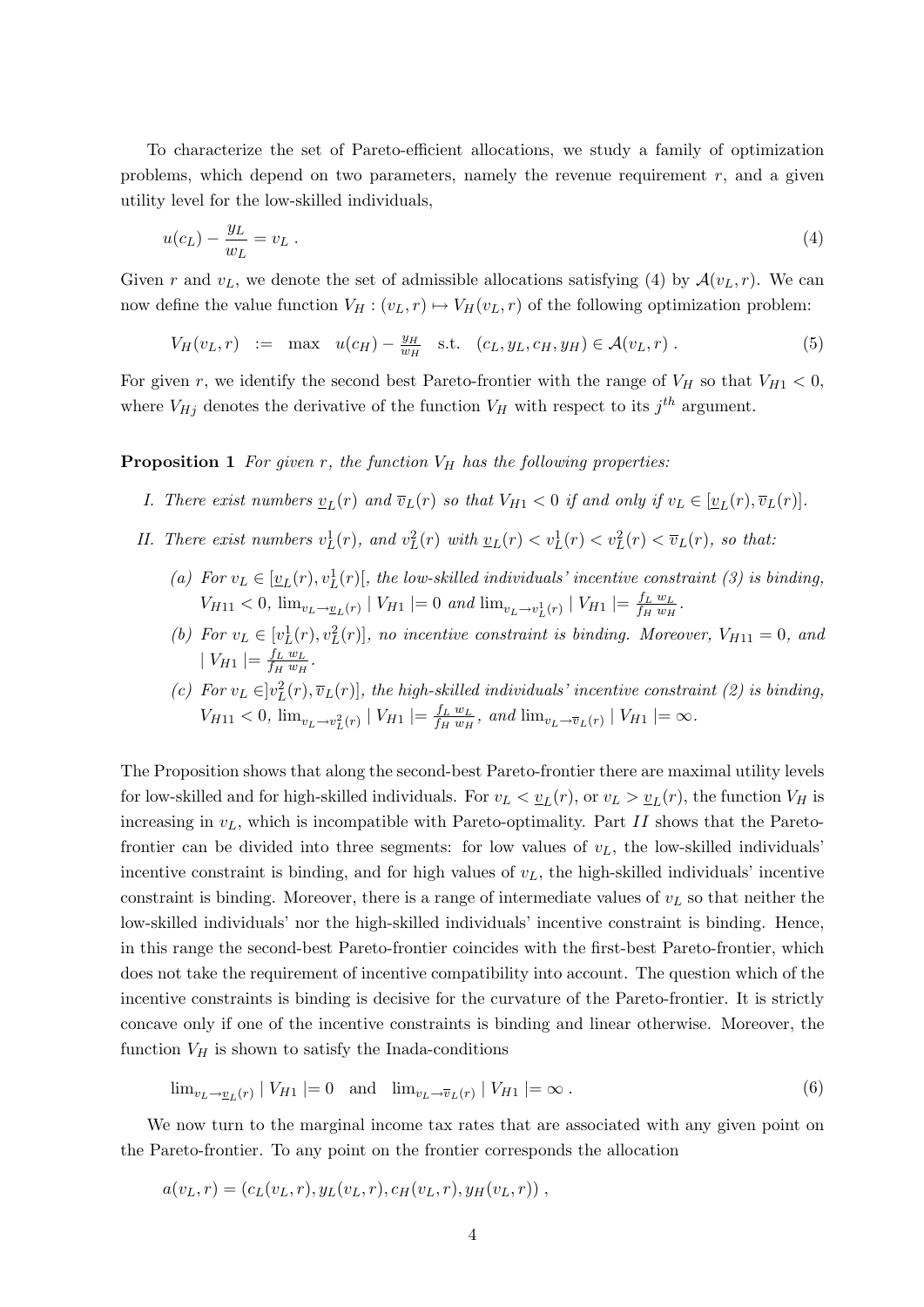To characterize the set of Pareto-efficient allocations, we study a family of optimization problems, which depend on two parameters, namely the revenue requirement $r$, and a given utility level for the low-skilled individuals,

$$u(c_L) - \frac{y_L}{w_L} = v_L \; . \tag{4}$$

Given $r$ and $v_L$, we denote the set of admissible allocations satisfying (4) by $\mathcal{A}(v_L, r)$. We can now define the value function $V_H : (v_L, r) \mapsto V_H(v_L, r)$ of the following optimization problem:

$$V_H(v_L, r) \;\; := \;\; \max \;\; u(c_H) - \tfrac{y_H}{w_H} \;\; \text{s.t.} \;\; (c_L, y_L, c_H, y_H) \in \mathcal{A}(v_L, r) \; . \tag{5}$$

For given $r$, we identify the second best Pareto-frontier with the range of $V_H$ so that $V_{H1} < 0$, where $V_{Hj}$ denotes the derivative of the function $V_H$ with respect to its $j^{th}$ argument.

**Proposition 1** *For given $r$, the function $V_H$ has the following properties:*

*I. There exist numbers $\underline{v}_L(r)$ and $\overline{v}_L(r)$ so that $V_{H1} < 0$ if and only if $v_L \in [\underline{v}_L(r), \overline{v}_L(r)]$.*

*II. There exist numbers $v_L^1(r)$, and $v_L^2(r)$ with $\underline{v}_L(r) < v_L^1(r) < v_L^2(r) < \overline{v}_L(r)$, so that:*

*(a) For $v_L \in [\underline{v}_L(r), v_L^1(r)[$, the low-skilled individuals' incentive constraint (3) is binding, $V_{H11} < 0$, $\lim_{v_L \to \underline{v}_L(r)} \mid V_{H1} \mid = 0$ and $\lim_{v_L \to v_L^1(r)} \mid V_{H1} \mid = \frac{f_L \, w_L}{f_H \, w_H}$.*

*(b) For $v_L \in [v_L^1(r), v_L^2(r)]$, no incentive constraint is binding. Moreover, $V_{H11} = 0$, and $\mid V_{H1} \mid = \frac{f_L \, w_L}{f_H \, w_H}$.*

*(c) For $v_L \in ]v_L^2(r), \overline{v}_L(r)]$, the high-skilled individuals' incentive constraint (2) is binding, $V_{H11} < 0$, $\lim_{v_L \to v_L^2(r)} \mid V_{H1} \mid = \frac{f_L \, w_L}{f_H \, w_H}$, and $\lim_{v_L \to \overline{v}_L(r)} \mid V_{H1} \mid = \infty$.*

The Proposition shows that along the second-best Pareto-frontier there are maximal utility levels for low-skilled and for high-skilled individuals. For $v_L < \underline{v}_L(r)$, or $v_L > \underline{v}_L(r)$, the function $V_H$ is increasing in $v_L$, which is incompatible with Pareto-optimality. Part $II$ shows that the Pareto-frontier can be divided into three segments: for low values of $v_L$, the low-skilled individuals' incentive constraint is binding, and for high values of $v_L$, the high-skilled individuals' incentive constraint is binding. Moreover, there is a range of intermediate values of $v_L$ so that neither the low-skilled individuals' nor the high-skilled individuals' incentive constraint is binding. Hence, in this range the second-best Pareto-frontier coincides with the first-best Pareto-frontier, which does not take the requirement of incentive compatibility into account. The question which of the incentive constraints is binding is decisive for the curvature of the Pareto-frontier. It is strictly concave only if one of the incentive constraints is binding and linear otherwise. Moreover, the function $V_H$ is shown to satisfy the Inada-conditions

$$\lim_{v_L \to \underline{v}_L(r)} \mid V_{H1} \mid = 0 \quad \text{and} \quad \lim_{v_L \to \overline{v}_L(r)} \mid V_{H1} \mid = \infty \; . \tag{6}$$

We now turn to the marginal income tax rates that are associated with any given point on the Pareto-frontier. To any point on the frontier corresponds the allocation

$$a(v_L, r) = (c_L(v_L, r), y_L(v_L, r), c_H(v_L, r), y_H(v_L, r)) \; ,$$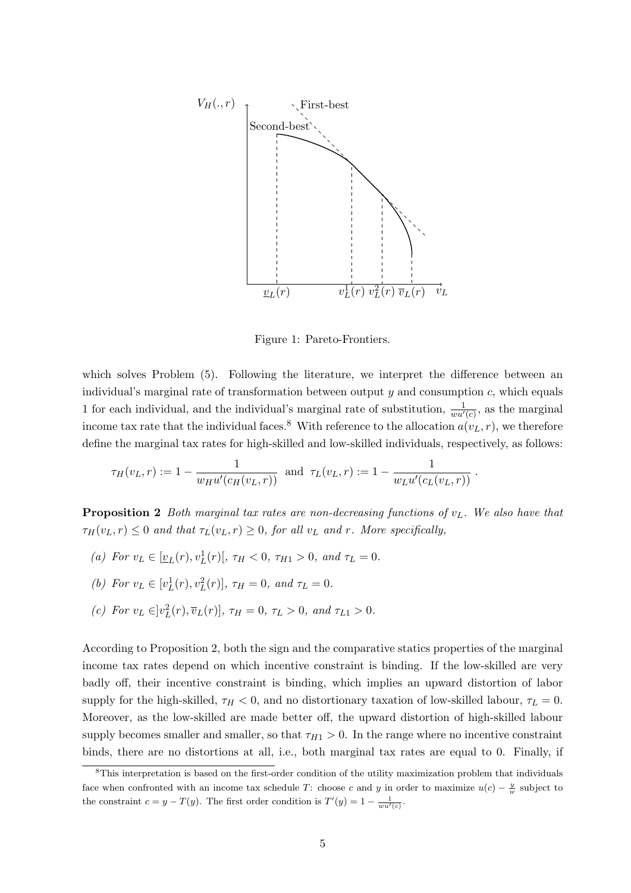Figure 1: Pareto-Frontiers.

which solves Problem (5). Following the literature, we interpret the difference between an individual's marginal rate of transformation between output $y$ and consumption $c$, which equals 1 for each individual, and the individual's marginal rate of substitution, $\frac{1}{wu'(c)}$, as the marginal income tax rate that the individual faces.[8] With reference to the allocation $a(v_L, r)$, we therefore define the marginal tax rates for high-skilled and low-skilled individuals, respectively, as follows:

$$\tau_H(v_L, r) := 1 - \frac{1}{w_H u'(c_H(v_L, r))} \text{ and } \tau_L(v_L, r) := 1 - \frac{1}{w_L u'(c_L(v_L, r))} .$$

**Proposition 2** *Both marginal tax rates are non-decreasing functions of $v_L$. We also have that $\tau_H(v_L, r) \leq 0$ and that $\tau_L(v_L, r) \geq 0$, for all $v_L$ and $r$. More specifically,*

*(a) For $v_L \in [\underline{v}_L(r), v_L^1(r)[$, $\tau_H < 0$, $\tau_{H1} > 0$, and $\tau_L = 0$.*

*(b) For $v_L \in [v_L^1(r), v_L^2(r)]$, $\tau_H = 0$, and $\tau_L = 0$.*

*(c) For $v_L \in ]v_L^2(r), \overline{v}_L(r)]$, $\tau_H = 0$, $\tau_L > 0$, and $\tau_{L1} > 0$.*

According to Proposition 2, both the sign and the comparative statics properties of the marginal income tax rates depend on which incentive constraint is binding. If the low-skilled are very badly off, their incentive constraint is binding, which implies an upward distortion of labor supply for the high-skilled, $\tau_H < 0$, and no distortionary taxation of low-skilled labour, $\tau_L = 0$. Moreover, as the low-skilled are made better off, the upward distortion of high-skilled labour supply becomes smaller and smaller, so that $\tau_{H1} > 0$. In the range where no incentive constraint binds, there are no distortions at all, i.e., both marginal tax rates are equal to 0. Finally, if

[8]This interpretation is based on the first-order condition of the utility maximization problem that individuals face when confronted with an income tax schedule $T$: choose $c$ and $y$ in order to maximize $u(c) - \frac{y}{w}$ subject to the constraint $c = y - T(y)$. The first order condition is $T'(y) = 1 - \frac{1}{wu'(c)}$.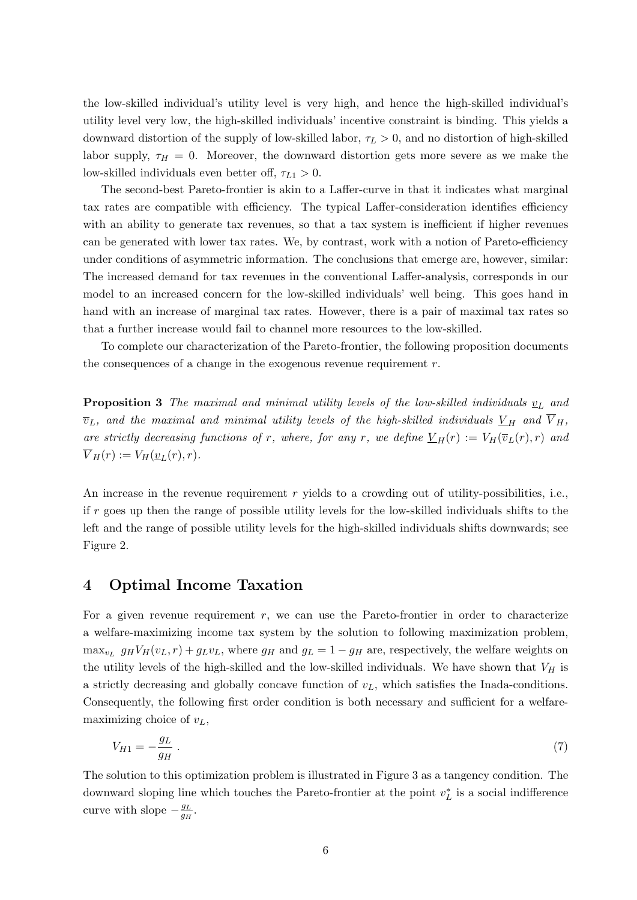the low-skilled individual's utility level is very high, and hence the high-skilled individual's utility level very low, the high-skilled individuals' incentive constraint is binding. This yields a downward distortion of the supply of low-skilled labor, $\tau_L > 0$, and no distortion of high-skilled labor supply, $\tau_H = 0$. Moreover, the downward distortion gets more severe as we make the low-skilled individuals even better off, $\tau_{L1} > 0$.

The second-best Pareto-frontier is akin to a Laffer-curve in that it indicates what marginal tax rates are compatible with efficiency. The typical Laffer-consideration identifies efficiency with an ability to generate tax revenues, so that a tax system is inefficient if higher revenues can be generated with lower tax rates. We, by contrast, work with a notion of Pareto-efficiency under conditions of asymmetric information. The conclusions that emerge are, however, similar: The increased demand for tax revenues in the conventional Laffer-analysis, corresponds in our model to an increased concern for the low-skilled individuals' well being. This goes hand in hand with an increase of marginal tax rates. However, there is a pair of maximal tax rates so that a further increase would fail to channel more resources to the low-skilled.

To complete our characterization of the Pareto-frontier, the following proposition documents the consequences of a change in the exogenous revenue requirement $r$.

**Proposition 3** *The maximal and minimal utility levels of the low-skilled individuals* $\underline{v}_L$ *and* $\overline{v}_L$*, and the maximal and minimal utility levels of the high-skilled individuals* $\underline{V}_H$ *and* $\overline{V}_H$*, are strictly decreasing functions of* $r$*, where, for any* $r$*, we define* $\underline{V}_H(r) := V_H(\overline{v}_L(r), r)$ *and* $\overline{V}_H(r) := V_H(\underline{v}_L(r), r)$*.*

An increase in the revenue requirement $r$ yields to a crowding out of utility-possibilities, i.e., if $r$ goes up then the range of possible utility levels for the low-skilled individuals shifts to the left and the range of possible utility levels for the high-skilled individuals shifts downwards; see Figure 2.

## 4 Optimal Income Taxation

For a given revenue requirement $r$, we can use the Pareto-frontier in order to characterize a welfare-maximizing income tax system by the solution to following maximization problem, $\max_{v_L} \; g_H V_H(v_L, r) + g_L v_L$, where $g_H$ and $g_L = 1 - g_H$ are, respectively, the welfare weights on the utility levels of the high-skilled and the low-skilled individuals. We have shown that $V_H$ is a strictly decreasing and globally concave function of $v_L$, which satisfies the Inada-conditions. Consequently, the following first order condition is both necessary and sufficient for a welfare-maximizing choice of $v_L$,

$$V_{H1} = -\frac{g_L}{g_H} \; . \tag{7}$$

The solution to this optimization problem is illustrated in Figure 3 as a tangency condition. The downward sloping line which touches the Pareto-frontier at the point $v_L^*$ is a social indifference curve with slope $-\frac{g_L}{g_H}$.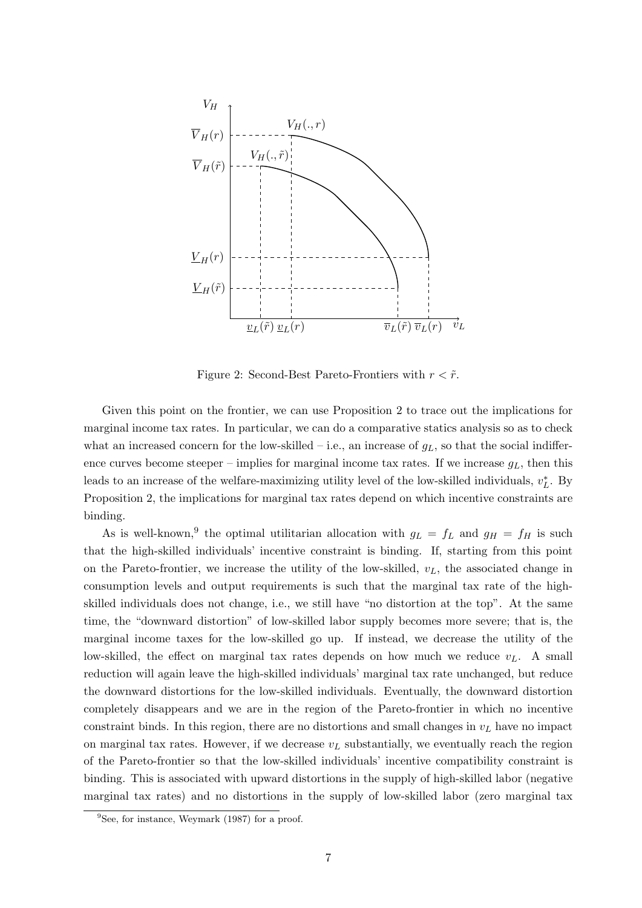Figure 2: Second-Best Pareto-Frontiers with $r < \tilde{r}$.

Given this point on the frontier, we can use Proposition 2 to trace out the implications for marginal income tax rates. In particular, we can do a comparative statics analysis so as to check what an increased concern for the low-skilled – i.e., an increase of $g_L$, so that the social indifference curves become steeper – implies for marginal income tax rates. If we increase $g_L$, then this leads to an increase of the welfare-maximizing utility level of the low-skilled individuals, $v_L^*$. By Proposition 2, the implications for marginal tax rates depend on which incentive constraints are binding.

As is well-known,[9] the optimal utilitarian allocation with $g_L = f_L$ and $g_H = f_H$ is such that the high-skilled individuals' incentive constraint is binding. If, starting from this point on the Pareto-frontier, we increase the utility of the low-skilled, $v_L$, the associated change in consumption levels and output requirements is such that the marginal tax rate of the high-skilled individuals does not change, i.e., we still have "no distortion at the top". At the same time, the "downward distortion" of low-skilled labor supply becomes more severe; that is, the marginal income taxes for the low-skilled go up. If instead, we decrease the utility of the low-skilled, the effect on marginal tax rates depends on how much we reduce $v_L$. A small reduction will again leave the high-skilled individuals' marginal tax rate unchanged, but reduce the downward distortions for the low-skilled individuals. Eventually, the downward distortion completely disappears and we are in the region of the Pareto-frontier in which no incentive constraint binds. In this region, there are no distortions and small changes in $v_L$ have no impact on marginal tax rates. However, if we decrease $v_L$ substantially, we eventually reach the region of the Pareto-frontier so that the low-skilled individuals' incentive compatibility constraint is binding. This is associated with upward distortions in the supply of high-skilled labor (negative marginal tax rates) and no distortions in the supply of low-skilled labor (zero marginal tax

[9] See, for instance, Weymark (1987) for a proof.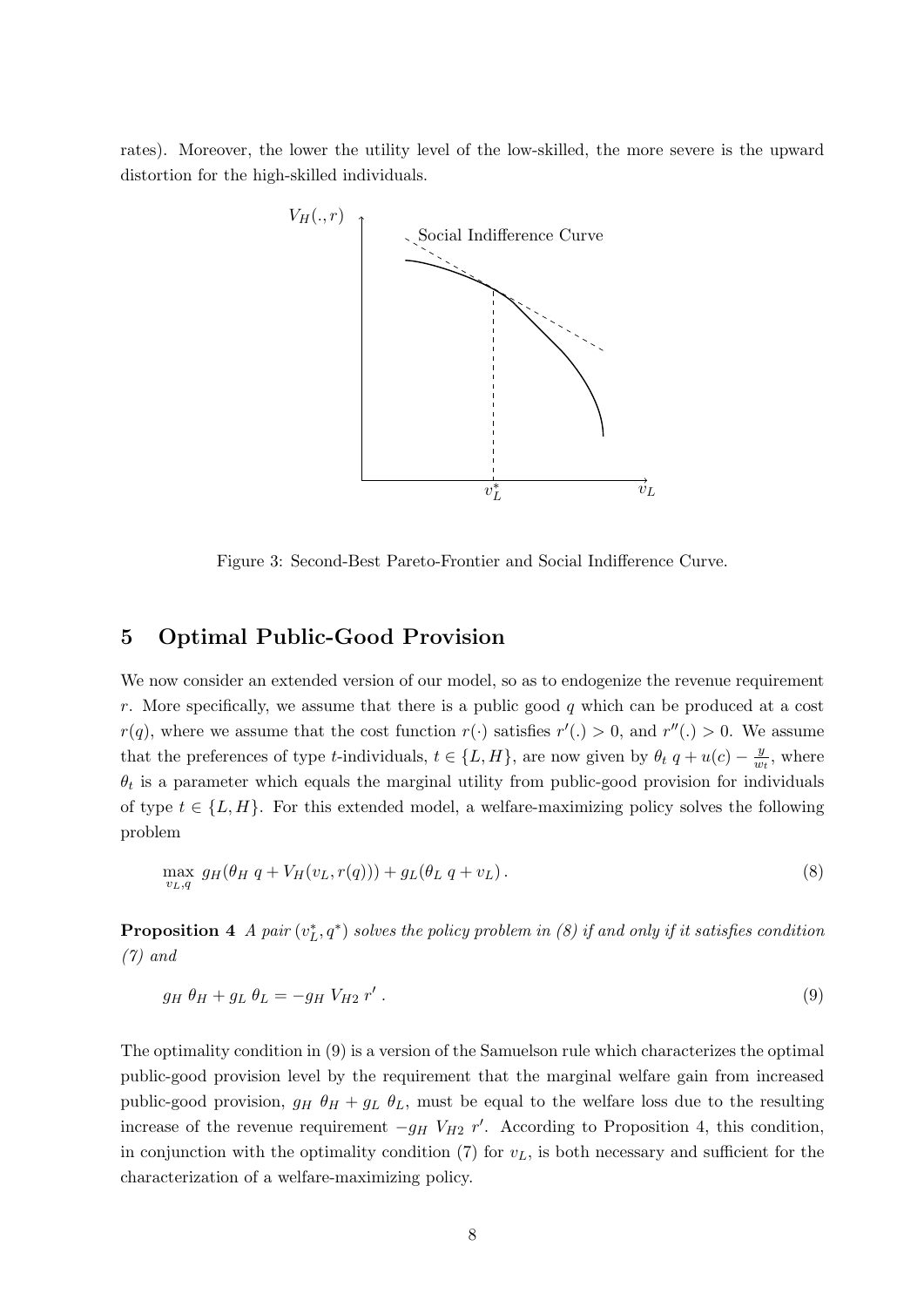rates). Moreover, the lower the utility level of the low-skilled, the more severe is the upward distortion for the high-skilled individuals.

Figure 3: Second-Best Pareto-Frontier and Social Indifference Curve.

## 5 Optimal Public-Good Provision

We now consider an extended version of our model, so as to endogenize the revenue requirement $r$. More specifically, we assume that there is a public good $q$ which can be produced at a cost $r(q)$, where we assume that the cost function $r(\cdot)$ satisfies $r'(.) > 0$, and $r''(.) > 0$. We assume that the preferences of type $t$-individuals, $t \in \{L, H\}$, are now given by $\theta_t \, q + u(c) - \frac{y}{w_t}$, where $\theta_t$ is a parameter which equals the marginal utility from public-good provision for individuals of type $t \in \{L, H\}$. For this extended model, a welfare-maximizing policy solves the following problem

$$\max_{v_L, q} \; g_H(\theta_H \, q + V_H(v_L, r(q))) + g_L(\theta_L \, q + v_L) \,. \tag{8}$$

**Proposition 4** *A pair $(v_L^*, q^*)$ solves the policy problem in (8) if and only if it satisfies condition (7) and*

$$g_H \; \theta_H + g_L \; \theta_L = -g_H \; V_{H2} \; r' \,. \tag{9}$$

The optimality condition in (9) is a version of the Samuelson rule which characterizes the optimal public-good provision level by the requirement that the marginal welfare gain from increased public-good provision, $g_H \; \theta_H + g_L \; \theta_L$, must be equal to the welfare loss due to the resulting increase of the revenue requirement $-g_H \; V_{H2} \; r'$. According to Proposition 4, this condition, in conjunction with the optimality condition (7) for $v_L$, is both necessary and sufficient for the characterization of a welfare-maximizing policy.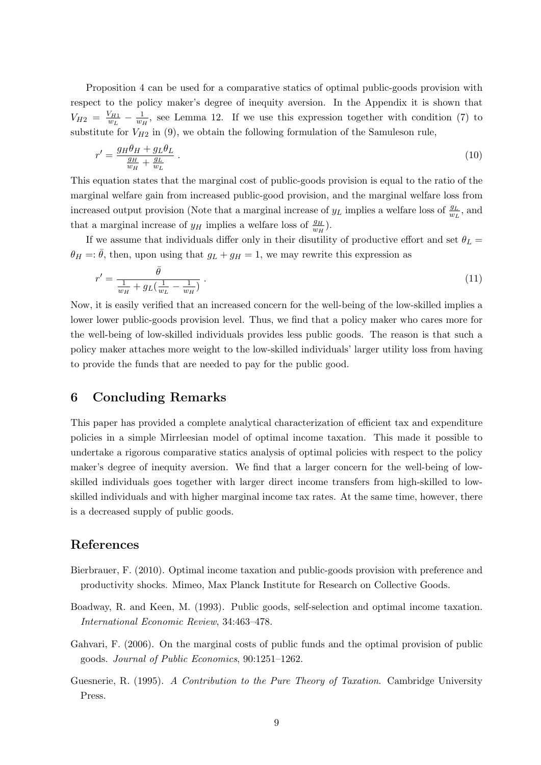Proposition 4 can be used for a comparative statics of optimal public-goods provision with respect to the policy maker's degree of inequity aversion. In the Appendix it is shown that $V_{H2} = \frac{V_{H1}}{w_L} - \frac{1}{w_H}$, see Lemma 12. If we use this expression together with condition (7) to substitute for $V_{H2}$ in (9), we obtain the following formulation of the Samuleson rule,

$$r' = \frac{g_H \theta_H + g_L \theta_L}{\frac{g_H}{w_H} + \frac{g_L}{w_L}} \,. \tag{10}$$

This equation states that the marginal cost of public-goods provision is equal to the ratio of the marginal welfare gain from increased public-good provision, and the marginal welfare loss from increased output provision (Note that a marginal increase of $y_L$ implies a welfare loss of $\frac{g_L}{w_L}$, and that a marginal increase of $y_H$ implies a welfare loss of $\frac{g_H}{w_H}$).

If we assume that individuals differ only in their disutility of productive effort and set $\theta_L = \theta_H =: \bar{\theta}$, then, upon using that $g_L + g_H = 1$, we may rewrite this expression as

$$r' = \frac{\bar{\theta}}{\frac{1}{w_H} + g_L(\frac{1}{w_L} - \frac{1}{w_H})} \,. \tag{11}$$

Now, it is easily verified that an increased concern for the well-being of the low-skilled implies a lower lower public-goods provision level. Thus, we find that a policy maker who cares more for the well-being of low-skilled individuals provides less public goods. The reason is that such a policy maker attaches more weight to the low-skilled individuals' larger utility loss from having to provide the funds that are needed to pay for the public good.

## 6 Concluding Remarks

This paper has provided a complete analytical characterization of efficient tax and expenditure policies in a simple Mirrleesian model of optimal income taxation. This made it possible to undertake a rigorous comparative statics analysis of optimal policies with respect to the policy maker's degree of inequity aversion. We find that a larger concern for the well-being of low-skilled individuals goes together with larger direct income transfers from high-skilled to low-skilled individuals and with higher marginal income tax rates. At the same time, however, there is a decreased supply of public goods.

## References

Bierbrauer, F. (2010). Optimal income taxation and public-goods provision with preference and productivity shocks. Mimeo, Max Planck Institute for Research on Collective Goods.

Boadway, R. and Keen, M. (1993). Public goods, self-selection and optimal income taxation. *International Economic Review*, 34:463–478.

Gahvari, F. (2006). On the marginal costs of public funds and the optimal provision of public goods. *Journal of Public Economics*, 90:1251–1262.

Guesnerie, R. (1995). *A Contribution to the Pure Theory of Taxation*. Cambridge University Press.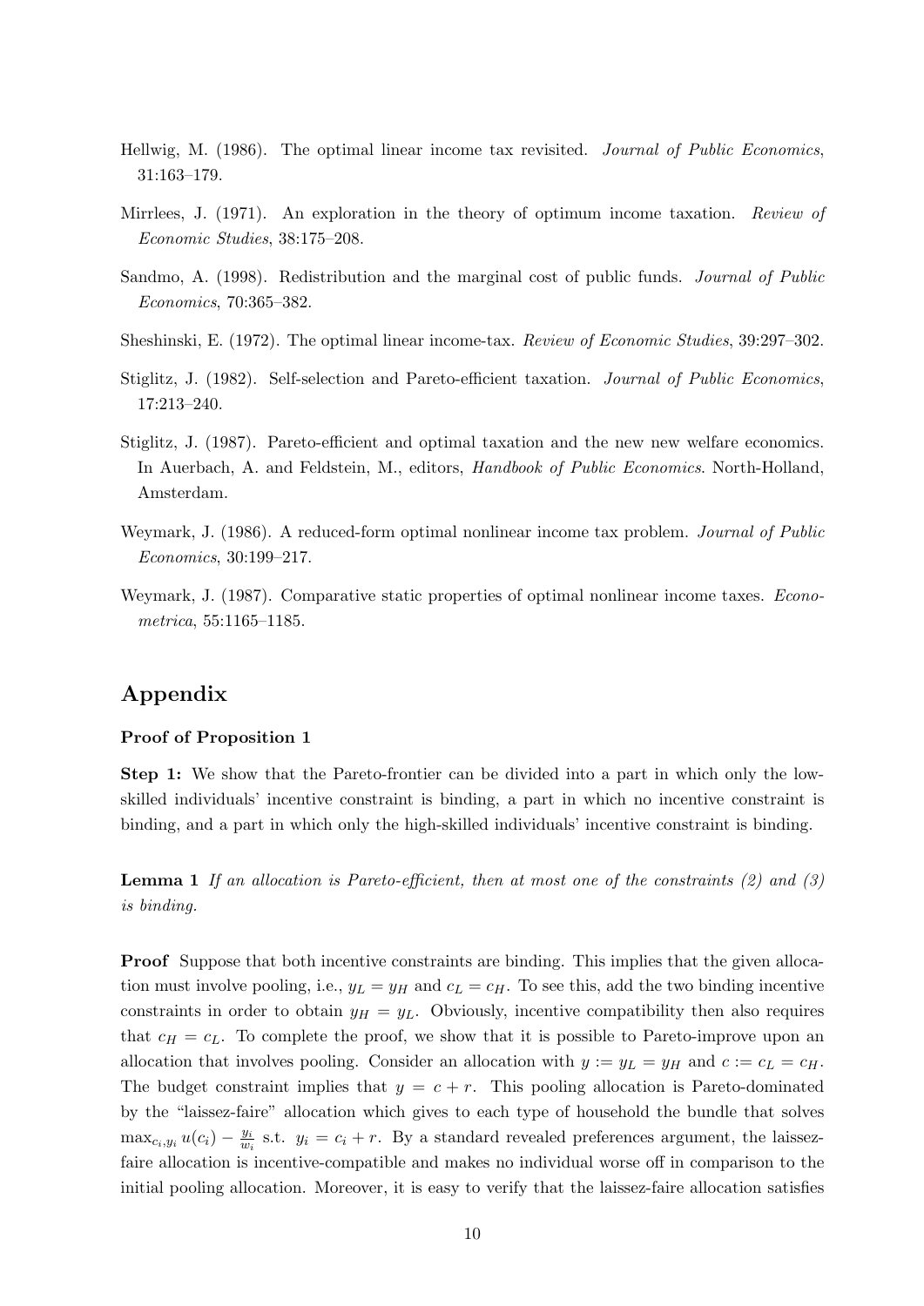Hellwig, M. (1986). The optimal linear income tax revisited. *Journal of Public Economics*, 31:163–179.

Mirrlees, J. (1971). An exploration in the theory of optimum income taxation. *Review of Economic Studies*, 38:175–208.

Sandmo, A. (1998). Redistribution and the marginal cost of public funds. *Journal of Public Economics*, 70:365–382.

Sheshinski, E. (1972). The optimal linear income-tax. *Review of Economic Studies*, 39:297–302.

Stiglitz, J. (1982). Self-selection and Pareto-efficient taxation. *Journal of Public Economics*, 17:213–240.

Stiglitz, J. (1987). Pareto-efficient and optimal taxation and the new new welfare economics. In Auerbach, A. and Feldstein, M., editors, *Handbook of Public Economics*. North-Holland, Amsterdam.

Weymark, J. (1986). A reduced-form optimal nonlinear income tax problem. *Journal of Public Economics*, 30:199–217.

Weymark, J. (1987). Comparative static properties of optimal nonlinear income taxes. *Econometrica*, 55:1165–1185.

## Appendix

### Proof of Proposition 1

**Step 1:** We show that the Pareto-frontier can be divided into a part in which only the low-skilled individuals' incentive constraint is binding, a part in which no incentive constraint is binding, and a part in which only the high-skilled individuals' incentive constraint is binding.

**Lemma 1** *If an allocation is Pareto-efficient, then at most one of the constraints (2) and (3) is binding.*

**Proof** Suppose that both incentive constraints are binding. This implies that the given allocation must involve pooling, i.e., $y_L = y_H$ and $c_L = c_H$. To see this, add the two binding incentive constraints in order to obtain $y_H = y_L$. Obviously, incentive compatibility then also requires that $c_H = c_L$. To complete the proof, we show that it is possible to Pareto-improve upon an allocation that involves pooling. Consider an allocation with $y := y_L = y_H$ and $c := c_L = c_H$. The budget constraint implies that $y = c + r$. This pooling allocation is Pareto-dominated by the "laissez-faire" allocation which gives to each type of household the bundle that solves $\max_{c_i, y_i} u(c_i) - \frac{y_i}{w_i}$ s.t. $y_i = c_i + r$. By a standard revealed preferences argument, the laissez-faire allocation is incentive-compatible and makes no individual worse off in comparison to the initial pooling allocation. Moreover, it is easy to verify that the laissez-faire allocation satisfies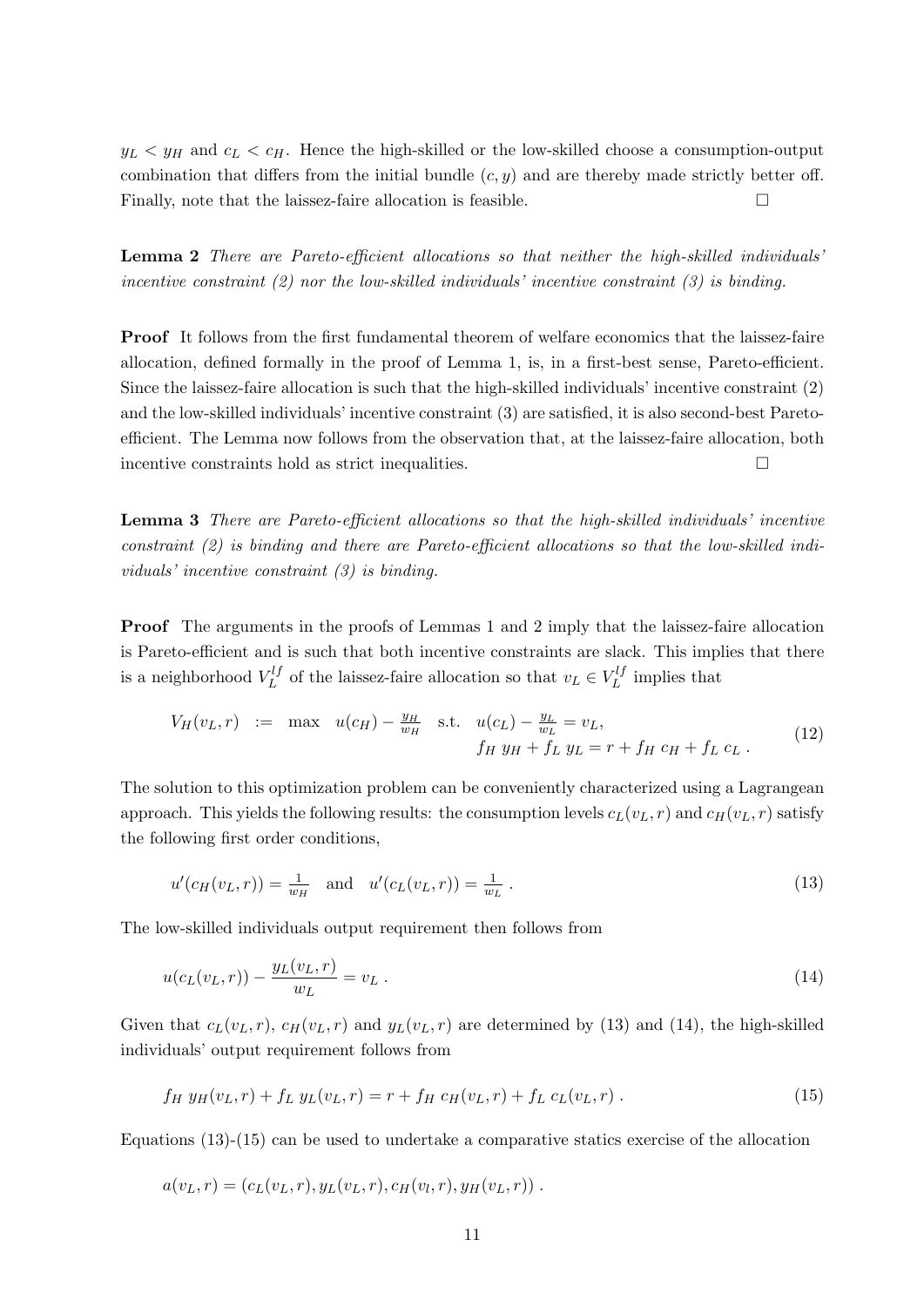$y_L < y_H$ and $c_L < c_H$. Hence the high-skilled or the low-skilled choose a consumption-output combination that differs from the initial bundle $(c, y)$ and are thereby made strictly better off. Finally, note that the laissez-faire allocation is feasible. $\square$

**Lemma 2** *There are Pareto-efficient allocations so that neither the high-skilled individuals' incentive constraint (2) nor the low-skilled individuals' incentive constraint (3) is binding.*

**Proof** It follows from the first fundamental theorem of welfare economics that the laissez-faire allocation, defined formally in the proof of Lemma 1, is, in a first-best sense, Pareto-efficient. Since the laissez-faire allocation is such that the high-skilled individuals' incentive constraint (2) and the low-skilled individuals' incentive constraint (3) are satisfied, it is also second-best Pareto-efficient. The Lemma now follows from the observation that, at the laissez-faire allocation, both incentive constraints hold as strict inequalities. $\square$

**Lemma 3** *There are Pareto-efficient allocations so that the high-skilled individuals' incentive constraint (2) is binding and there are Pareto-efficient allocations so that the low-skilled individuals' incentive constraint (3) is binding.*

**Proof** The arguments in the proofs of Lemmas 1 and 2 imply that the laissez-faire allocation is Pareto-efficient and is such that both incentive constraints are slack. This implies that there is a neighborhood $V_L^{lf}$ of the laissez-faire allocation so that $v_L \in V_L^{lf}$ implies that

$$
\begin{aligned}
V_H(v_L, r) \;\; := \;\; \max \;\; u(c_H) - \tfrac{y_H}{w_H} \quad \text{s.t.} \;\; & u(c_L) - \tfrac{y_L}{w_L} = v_L, \\
& f_H \; y_H + f_L \; y_L = r + f_H \; c_H + f_L \; c_L \; .
\end{aligned}
\tag{12}
$$

The solution to this optimization problem can be conveniently characterized using a Lagrangean approach. This yields the following results: the consumption levels $c_L(v_L, r)$ and $c_H(v_L, r)$ satisfy the following first order conditions,

$$
u'(c_H(v_L, r)) = \tfrac{1}{w_H} \quad \text{and} \quad u'(c_L(v_L, r)) = \tfrac{1}{w_L} \; . \tag{13}
$$

The low-skilled individuals output requirement then follows from

$$
u(c_L(v_L, r)) - \frac{y_L(v_L, r)}{w_L} = v_L \; . \tag{14}
$$

Given that $c_L(v_L, r)$, $c_H(v_L, r)$ and $y_L(v_L, r)$ are determined by (13) and (14), the high-skilled individuals' output requirement follows from

$$
f_H \; y_H(v_L, r) + f_L \; y_L(v_L, r) = r + f_H \; c_H(v_L, r) + f_L \; c_L(v_L, r) \; . \tag{15}
$$

Equations (13)-(15) can be used to undertake a comparative statics exercise of the allocation

$$
a(v_L, r) = (c_L(v_L, r), y_L(v_L, r), c_H(v_l, r), y_H(v_L, r)) \; .
$$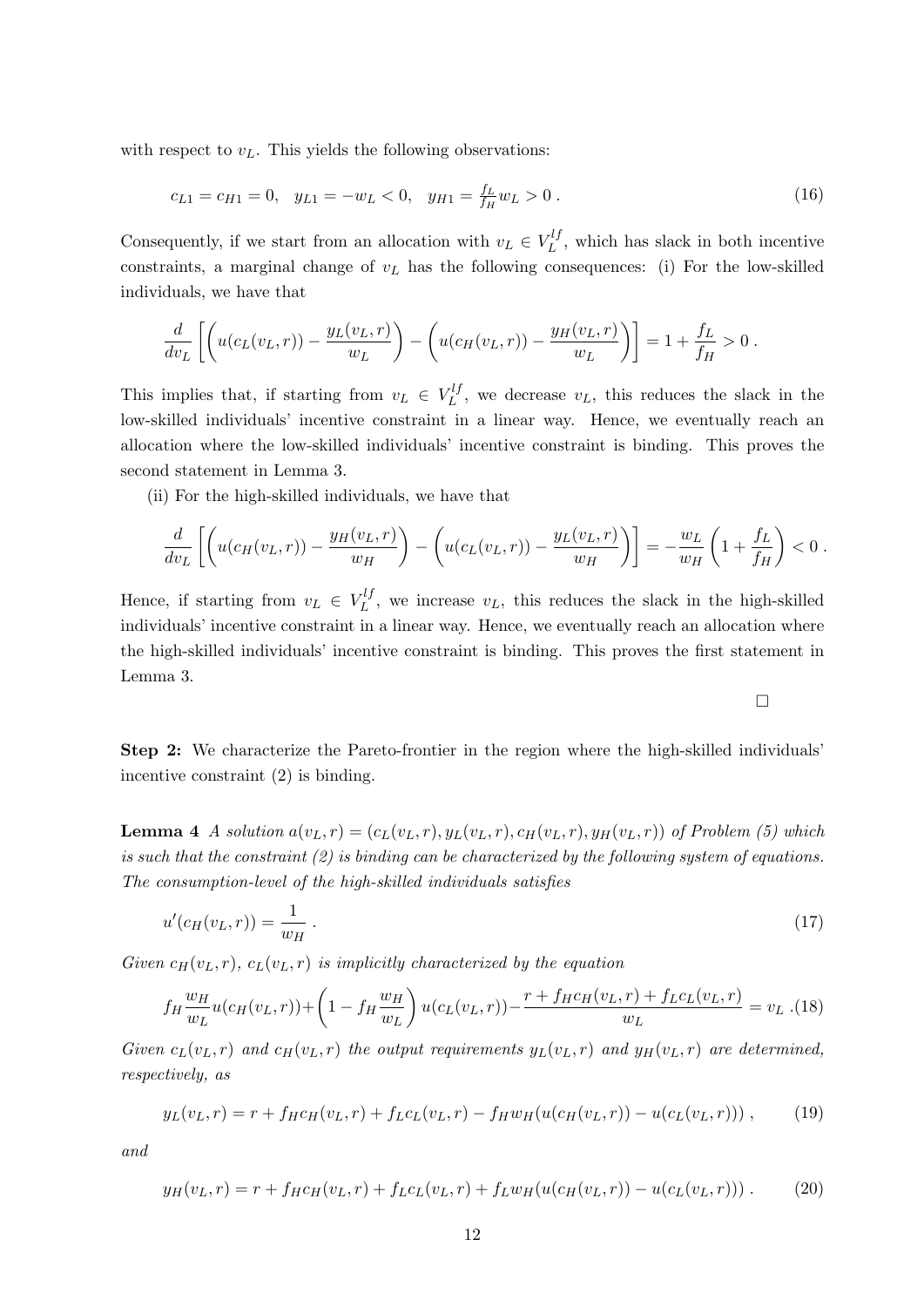with respect to $v_L$. This yields the following observations:

$$c_{L1} = c_{H1} = 0, \quad y_{L1} = -w_L < 0, \quad y_{H1} = \tfrac{f_L}{f_H} w_L > 0 \,. \tag{16}$$

Consequently, if we start from an allocation with $v_L \in V_L^{lf}$, which has slack in both incentive constraints, a marginal change of $v_L$ has the following consequences: (i) For the low-skilled individuals, we have that

$$\frac{d}{dv_L}\left[\left(u(c_L(v_L,r)) - \frac{y_L(v_L,r)}{w_L}\right) - \left(u(c_H(v_L,r)) - \frac{y_H(v_L,r)}{w_L}\right)\right] = 1 + \frac{f_L}{f_H} > 0 \,.$$

This implies that, if starting from $v_L \in V_L^{lf}$, we decrease $v_L$, this reduces the slack in the low-skilled individuals' incentive constraint in a linear way. Hence, we eventually reach an allocation where the low-skilled individuals' incentive constraint is binding. This proves the second statement in Lemma 3.

(ii) For the high-skilled individuals, we have that

$$\frac{d}{dv_L}\left[\left(u(c_H(v_L,r)) - \frac{y_H(v_L,r)}{w_H}\right) - \left(u(c_L(v_L,r)) - \frac{y_L(v_L,r)}{w_H}\right)\right] = -\frac{w_L}{w_H}\left(1 + \frac{f_L}{f_H}\right) < 0 \,.$$

Hence, if starting from $v_L \in V_L^{lf}$, we increase $v_L$, this reduces the slack in the high-skilled individuals' incentive constraint in a linear way. Hence, we eventually reach an allocation where the high-skilled individuals' incentive constraint is binding. This proves the first statement in Lemma 3.

□

**Step 2:** We characterize the Pareto-frontier in the region where the high-skilled individuals' incentive constraint (2) is binding.

**Lemma 4** *A solution $a(v_L, r) = (c_L(v_L,r), y_L(v_L,r), c_H(v_L,r), y_H(v_L,r))$ of Problem (5) which is such that the constraint (2) is binding can be characterized by the following system of equations. The consumption-level of the high-skilled individuals satisfies*

$$u'(c_H(v_L,r)) = \frac{1}{w_H} \,. \tag{17}$$

*Given $c_H(v_L,r)$, $c_L(v_L,r)$ is implicitly characterized by the equation*

$$f_H \frac{w_H}{w_L} u(c_H(v_L,r)) + \left(1 - f_H \frac{w_H}{w_L}\right) u(c_L(v_L,r)) - \frac{r + f_H c_H(v_L,r) + f_L c_L(v_L,r)}{w_L} = v_L \,. \tag{18}$$

*Given $c_L(v_L,r)$ and $c_H(v_L,r)$ the output requirements $y_L(v_L,r)$ and $y_H(v_L,r)$ are determined, respectively, as*

$$y_L(v_L,r) = r + f_H c_H(v_L,r) + f_L c_L(v_L,r) - f_H w_H (u(c_H(v_L,r)) - u(c_L(v_L,r))) \,, \tag{19}$$

*and*

$$y_H(v_L,r) = r + f_H c_H(v_L,r) + f_L c_L(v_L,r) + f_L w_H (u(c_H(v_L,r)) - u(c_L(v_L,r))) \,. \tag{20}$$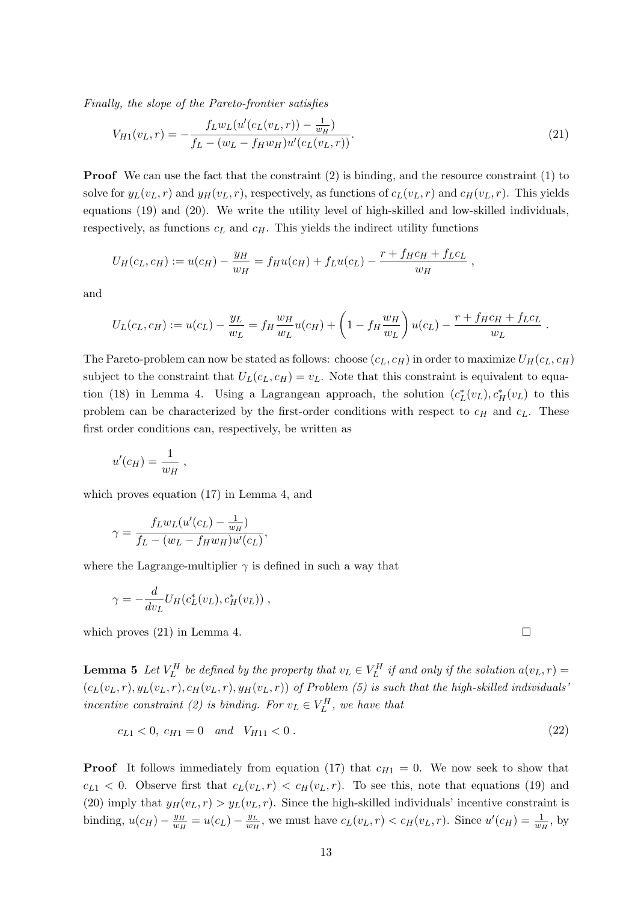*Finally, the slope of the Pareto-frontier satisfies*

$$V_{H1}(v_L, r) = -\frac{f_L w_L (u'(c_L(v_L, r)) - \frac{1}{w_H})}{f_L - (w_L - f_H w_H) u'(c_L(v_L, r))}. \tag{21}$$

**Proof** We can use the fact that the constraint (2) is binding, and the resource constraint (1) to solve for $y_L(v_L, r)$ and $y_H(v_L, r)$, respectively, as functions of $c_L(v_L, r)$ and $c_H(v_L, r)$. This yields equations (19) and (20). We write the utility level of high-skilled and low-skilled individuals, respectively, as functions $c_L$ and $c_H$. This yields the indirect utility functions

$$U_H(c_L, c_H) := u(c_H) - \frac{y_H}{w_H} = f_H u(c_H) + f_L u(c_L) - \frac{r + f_H c_H + f_L c_L}{w_H} \ ,$$

and

$$U_L(c_L, c_H) := u(c_L) - \frac{y_L}{w_L} = f_H \frac{w_H}{w_L} u(c_H) + \left(1 - f_H \frac{w_H}{w_L}\right) u(c_L) - \frac{r + f_H c_H + f_L c_L}{w_L} \ .$$

The Pareto-problem can now be stated as follows: choose $(c_L, c_H)$ in order to maximize $U_H(c_L, c_H)$ subject to the constraint that $U_L(c_L, c_H) = v_L$. Note that this constraint is equivalent to equation (18) in Lemma 4. Using a Lagrangean approach, the solution $(c_L^*(v_L), c_H^*(v_L))$ to this problem can be characterized by the first-order conditions with respect to $c_H$ and $c_L$. These first order conditions can, respectively, be written as

$$u'(c_H) = \frac{1}{w_H} \ ,$$

which proves equation (17) in Lemma 4, and

$$\gamma = \frac{f_L w_L (u'(c_L) - \frac{1}{w_H})}{f_L - (w_L - f_H w_H) u'(c_L)},$$

where the Lagrange-multiplier $\gamma$ is defined in such a way that

$$\gamma = -\frac{d}{dv_L} U_H(c_L^*(v_L), c_H^*(v_L)) \ ,$$

which proves (21) in Lemma 4. □

**Lemma 5** *Let $V_L^H$ be defined by the property that $v_L \in V_L^H$ if and only if the solution $a(v_L, r) = (c_L(v_L, r), y_L(v_L, r), c_H(v_L, r), y_H(v_L, r))$ of Problem (5) is such that the high-skilled individuals' incentive constraint (2) is binding. For $v_L \in V_L^H$, we have that*

$$c_{L1} < 0, \ c_{H1} = 0 \quad \textit{and} \quad V_{H11} < 0 \ . \tag{22}$$

**Proof** It follows immediately from equation (17) that $c_{H1} = 0$. We now seek to show that $c_{L1} < 0$. Observe first that $c_L(v_L, r) < c_H(v_L, r)$. To see this, note that equations (19) and (20) imply that $y_H(v_L, r) > y_L(v_L, r)$. Since the high-skilled individuals' incentive constraint is binding, $u(c_H) - \frac{y_H}{w_H} = u(c_L) - \frac{y_L}{w_H}$, we must have $c_L(v_L, r) < c_H(v_L, r)$. Since $u'(c_H) = \frac{1}{w_H}$, by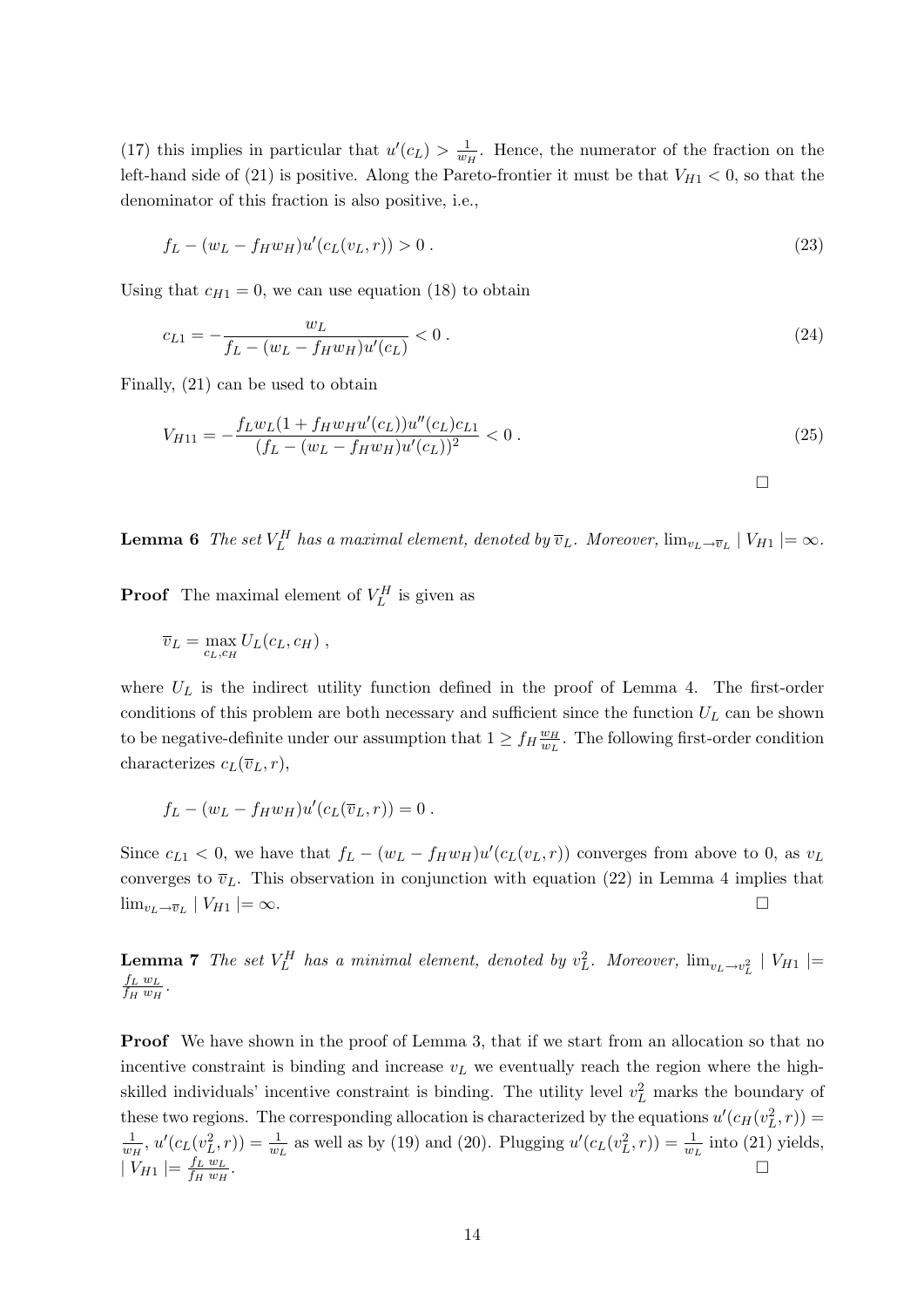(17) this implies in particular that $u'(c_L) > \frac{1}{w_H}$. Hence, the numerator of the fraction on the left-hand side of (21) is positive. Along the Pareto-frontier it must be that $V_{H1} < 0$, so that the denominator of this fraction is also positive, i.e.,

$$f_L - (w_L - f_H w_H) u'(c_L(v_L, r)) > 0 \,. \tag{23}$$

Using that $c_{H1} = 0$, we can use equation (18) to obtain

$$c_{L1} = -\frac{w_L}{f_L - (w_L - f_H w_H) u'(c_L)} < 0 \,. \tag{24}$$

Finally, (21) can be used to obtain

$$V_{H11} = -\frac{f_L w_L (1 + f_H w_H u'(c_L)) u''(c_L) c_{L1}}{(f_L - (w_L - f_H w_H) u'(c_L))^2} < 0 \,. \tag{25}$$

□

**Lemma 6** *The set $V_L^H$ has a maximal element, denoted by $\overline{v}_L$. Moreover, $\lim_{v_L \to \overline{v}_L} \mid V_{H1} \mid = \infty$.*

**Proof** The maximal element of $V_L^H$ is given as

$$\overline{v}_L = \max_{c_L, c_H} U_L(c_L, c_H) \,,$$

where $U_L$ is the indirect utility function defined in the proof of Lemma 4. The first-order conditions of this problem are both necessary and sufficient since the function $U_L$ can be shown to be negative-definite under our assumption that $1 \geq f_H \frac{w_H}{w_L}$. The following first-order condition characterizes $c_L(\overline{v}_L, r)$,

$$f_L - (w_L - f_H w_H) u'(c_L(\overline{v}_L, r)) = 0 \,.$$

Since $c_{L1} < 0$, we have that $f_L - (w_L - f_H w_H) u'(c_L(v_L, r))$ converges from above to 0, as $v_L$ converges to $\overline{v}_L$. This observation in conjunction with equation (22) in Lemma 4 implies that $\lim_{v_L \to \overline{v}_L} \mid V_{H1} \mid = \infty$. □

**Lemma 7** *The set $V_L^H$ has a minimal element, denoted by $v_L^2$. Moreover, $\lim_{v_L \to v_L^2} \mid V_{H1} \mid = \frac{f_L}{f_H} \frac{w_L}{w_H}$.*

**Proof** We have shown in the proof of Lemma 3, that if we start from an allocation so that no incentive constraint is binding and increase $v_L$ we eventually reach the region where the high-skilled individuals' incentive constraint is binding. The utility level $v_L^2$ marks the boundary of these two regions. The corresponding allocation is characterized by the equations $u'(c_H(v_L^2, r)) = \frac{1}{w_H}$, $u'(c_L(v_L^2, r)) = \frac{1}{w_L}$ as well as by (19) and (20). Plugging $u'(c_L(v_L^2, r)) = \frac{1}{w_L}$ into (21) yields, $\mid V_{H1} \mid = \frac{f_L}{f_H} \frac{w_L}{w_H}$. □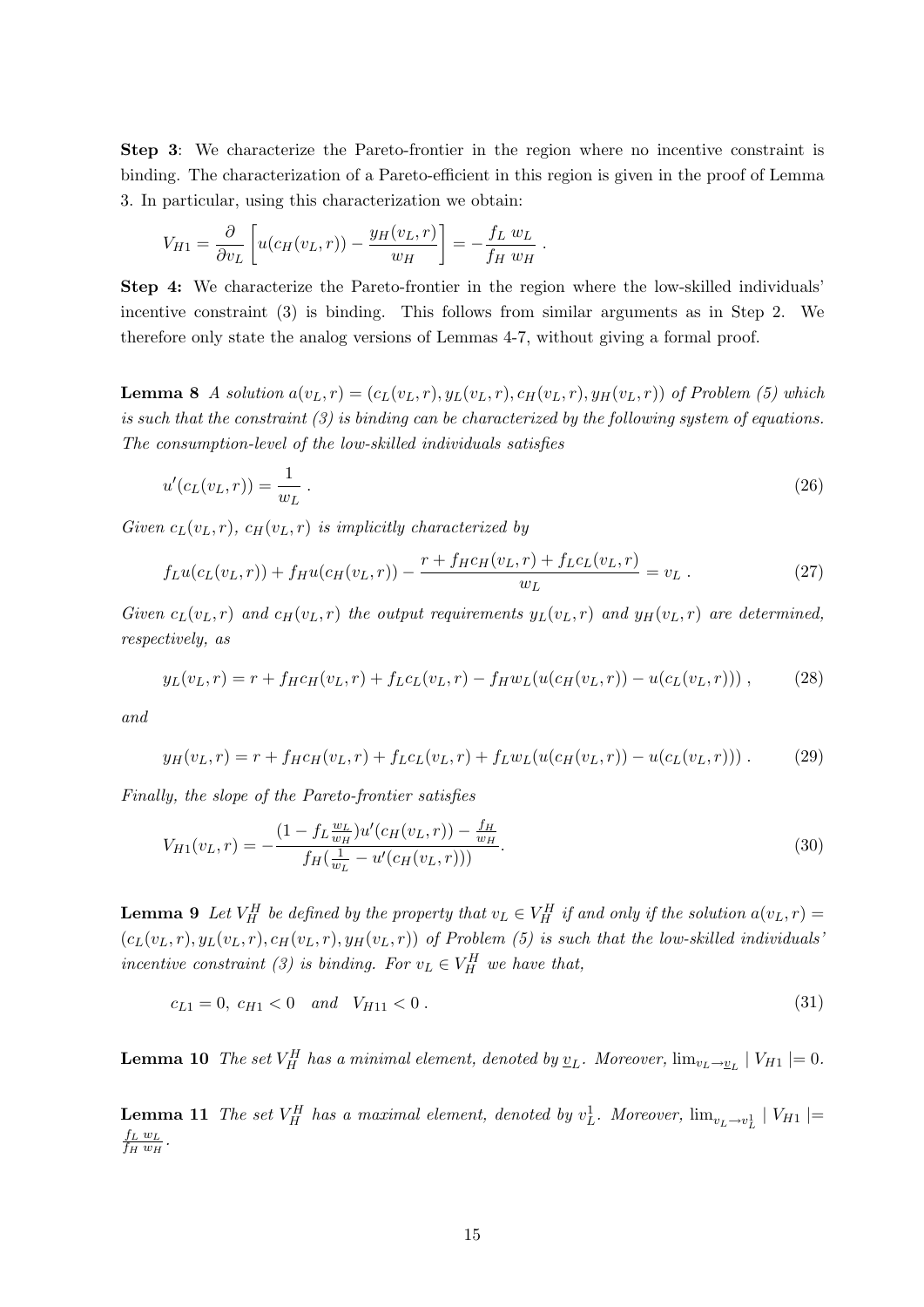**Step 3**: We characterize the Pareto-frontier in the region where no incentive constraint is binding. The characterization of a Pareto-efficient in this region is given in the proof of Lemma 3. In particular, using this characterization we obtain:

$$V_{H1} = \frac{\partial}{\partial v_L}\left[u(c_H(v_L, r)) - \frac{y_H(v_L, r)}{w_H}\right] = -\frac{f_L\ w_L}{f_H\ w_H}\ .$$

**Step 4:** We characterize the Pareto-frontier in the region where the low-skilled individuals' incentive constraint (3) is binding. This follows from similar arguments as in Step 2. We therefore only state the analog versions of Lemmas 4-7, without giving a formal proof.

**Lemma 8** *A solution $a(v_L, r) = (c_L(v_L, r), y_L(v_L, r), c_H(v_L, r), y_H(v_L, r))$ of Problem (5) which is such that the constraint (3) is binding can be characterized by the following system of equations. The consumption-level of the low-skilled individuals satisfies*

$$u'(c_L(v_L, r)) = \frac{1}{w_L}\ . \tag{26}$$

*Given $c_L(v_L, r)$, $c_H(v_L, r)$ is implicitly characterized by*

$$f_L u(c_L(v_L, r)) + f_H u(c_H(v_L, r)) - \frac{r + f_H c_H(v_L, r) + f_L c_L(v_L, r)}{w_L} = v_L\ . \tag{27}$$

*Given $c_L(v_L, r)$ and $c_H(v_L, r)$ the output requirements $y_L(v_L, r)$ and $y_H(v_L, r)$ are determined, respectively, as*

$$y_L(v_L, r) = r + f_H c_H(v_L, r) + f_L c_L(v_L, r) - f_H w_L(u(c_H(v_L, r)) - u(c_L(v_L, r)))\ , \tag{28}$$

*and*

$$y_H(v_L, r) = r + f_H c_H(v_L, r) + f_L c_L(v_L, r) + f_L w_L(u(c_H(v_L, r)) - u(c_L(v_L, r)))\ . \tag{29}$$

*Finally, the slope of the Pareto-frontier satisfies*

$$V_{H1}(v_L, r) = -\frac{(1 - f_L \frac{w_L}{w_H}) u'(c_H(v_L, r)) - \frac{f_H}{w_H}}{f_H(\frac{1}{w_L} - u'(c_H(v_L, r)))}. \tag{30}$$

**Lemma 9** *Let $V_H^H$ be defined by the property that $v_L \in V_H^H$ if and only if the solution $a(v_L, r) = (c_L(v_L, r), y_L(v_L, r), c_H(v_L, r), y_H(v_L, r))$ of Problem (5) is such that the low-skilled individuals' incentive constraint (3) is binding. For $v_L \in V_H^H$ we have that,*

$$c_{L1} = 0,\ c_{H1} < 0 \quad and \quad V_{H11} < 0\ . \tag{31}$$

**Lemma 10** *The set $V_H^H$ has a minimal element, denoted by $\underline{v}_L$. Moreover, $\lim_{v_L \to \underline{v}_L} \mid V_{H1} \mid = 0$.*

**Lemma 11** *The set $V_H^H$ has a maximal element, denoted by $v_L^1$. Moreover, $\lim_{v_L \to v_L^1} \mid V_{H1} \mid = \frac{f_L\ w_L}{f_H\ w_H}$.*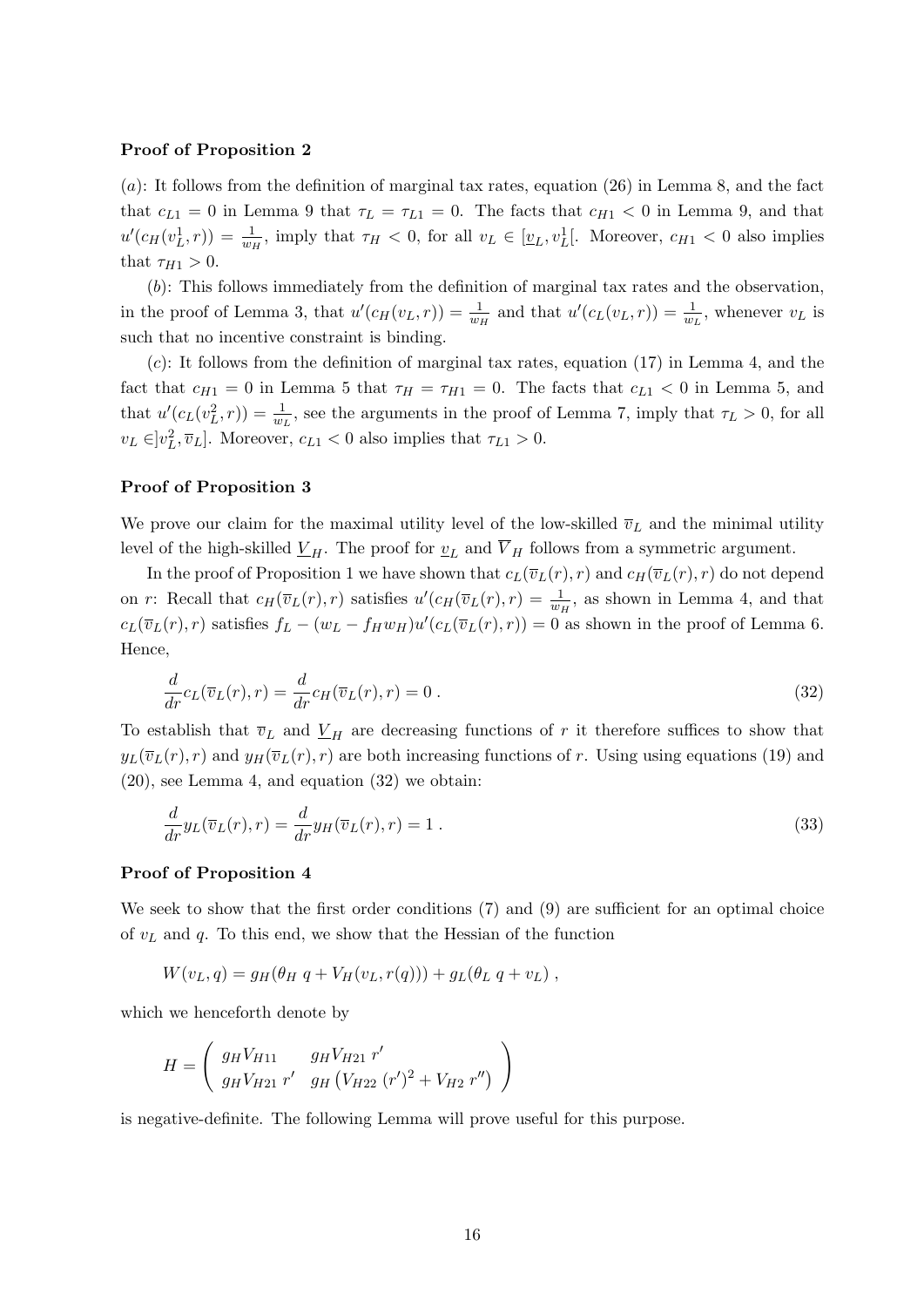**Proof of Proposition 2**

($a$): It follows from the definition of marginal tax rates, equation (26) in Lemma 8, and the fact that $c_{L1} = 0$ in Lemma 9 that $\tau_L = \tau_{L1} = 0$. The facts that $c_{H1} < 0$ in Lemma 9, and that $u'(c_H(v_L^1, r)) = \frac{1}{w_H}$, imply that $\tau_H < 0$, for all $v_L \in [\underline{v}_L, v_L^1[$. Moreover, $c_{H1} < 0$ also implies that $\tau_{H1} > 0$.

($b$): This follows immediately from the definition of marginal tax rates and the observation, in the proof of Lemma 3, that $u'(c_H(v_L, r)) = \frac{1}{w_H}$ and that $u'(c_L(v_L, r)) = \frac{1}{w_L}$, whenever $v_L$ is such that no incentive constraint is binding.

($c$): It follows from the definition of marginal tax rates, equation (17) in Lemma 4, and the fact that $c_{H1} = 0$ in Lemma 5 that $\tau_H = \tau_{H1} = 0$. The facts that $c_{L1} < 0$ in Lemma 5, and that $u'(c_L(v_L^2, r)) = \frac{1}{w_L}$, see the arguments in the proof of Lemma 7, imply that $\tau_L > 0$, for all $v_L \in ]v_L^2, \overline{v}_L]$. Moreover, $c_{L1} < 0$ also implies that $\tau_{L1} > 0$.

**Proof of Proposition 3**

We prove our claim for the maximal utility level of the low-skilled $\overline{v}_L$ and the minimal utility level of the high-skilled $\underline{V}_H$. The proof for $\underline{v}_L$ and $\overline{V}_H$ follows from a symmetric argument.

In the proof of Proposition 1 we have shown that $c_L(\overline{v}_L(r), r)$ and $c_H(\overline{v}_L(r), r)$ do not depend on $r$: Recall that $c_H(\overline{v}_L(r), r)$ satisfies $u'(c_H(\overline{v}_L(r), r) = \frac{1}{w_H}$, as shown in Lemma 4, and that $c_L(\overline{v}_L(r), r)$ satisfies $f_L - (w_L - f_H w_H)u'(c_L(\overline{v}_L(r), r)) = 0$ as shown in the proof of Lemma 6. Hence,

$$\frac{d}{dr} c_L(\overline{v}_L(r), r) = \frac{d}{dr} c_H(\overline{v}_L(r), r) = 0 \; . \tag{32}$$

To establish that $\overline{v}_L$ and $\underline{V}_H$ are decreasing functions of $r$ it therefore suffices to show that $y_L(\overline{v}_L(r), r)$ and $y_H(\overline{v}_L(r), r)$ are both increasing functions of $r$. Using using equations (19) and (20), see Lemma 4, and equation (32) we obtain:

$$\frac{d}{dr} y_L(\overline{v}_L(r), r) = \frac{d}{dr} y_H(\overline{v}_L(r), r) = 1 \; . \tag{33}$$

**Proof of Proposition 4**

We seek to show that the first order conditions (7) and (9) are sufficient for an optimal choice of $v_L$ and $q$. To this end, we show that the Hessian of the function

$$W(v_L, q) = g_H(\theta_H \; q + V_H(v_L, r(q))) + g_L(\theta_L \; q + v_L) \; ,$$

which we henceforth denote by

$$H = \begin{pmatrix} g_H V_{H11} & g_H V_{H21} \; r' \\ g_H V_{H21} \; r' & g_H \left( V_{H22} \; (r')^2 + V_{H2} \; r'' \right) \end{pmatrix}$$

is negative-definite. The following Lemma will prove useful for this purpose.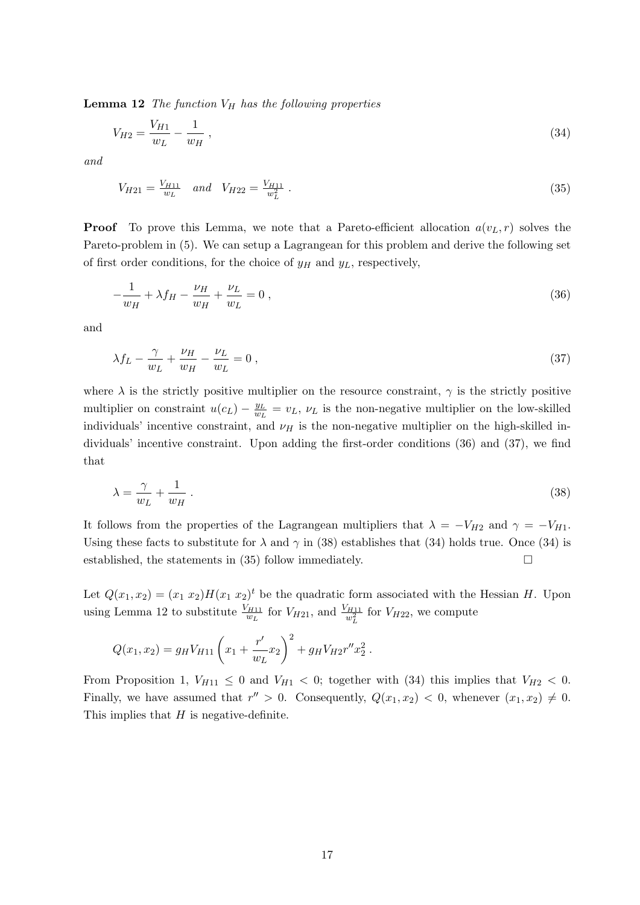**Lemma 12** *The function $V_H$ has the following properties*

$$V_{H2} = \frac{V_{H1}}{w_L} - \frac{1}{w_H} \,, \tag{34}$$

*and*

$$V_{H21} = \tfrac{V_{H11}}{w_L} \quad \textit{and} \quad V_{H22} = \tfrac{V_{H11}}{w_L^2} \,. \tag{35}$$

**Proof** To prove this Lemma, we note that a Pareto-efficient allocation $a(v_L, r)$ solves the Pareto-problem in (5). We can setup a Lagrangean for this problem and derive the following set of first order conditions, for the choice of $y_H$ and $y_L$, respectively,

$$-\frac{1}{w_H} + \lambda f_H - \frac{\nu_H}{w_H} + \frac{\nu_L}{w_L} = 0 \,, \tag{36}$$

and

$$\lambda f_L - \frac{\gamma}{w_L} + \frac{\nu_H}{w_H} - \frac{\nu_L}{w_L} = 0 \,, \tag{37}$$

where $\lambda$ is the strictly positive multiplier on the resource constraint, $\gamma$ is the strictly positive multiplier on constraint $u(c_L) - \frac{y_L}{w_L} = v_L$, $\nu_L$ is the non-negative multiplier on the low-skilled individuals' incentive constraint, and $\nu_H$ is the non-negative multiplier on the high-skilled individuals' incentive constraint. Upon adding the first-order conditions (36) and (37), we find that

$$\lambda = \frac{\gamma}{w_L} + \frac{1}{w_H} \,. \tag{38}$$

It follows from the properties of the Lagrangean multipliers that $\lambda = -V_{H2}$ and $\gamma = -V_{H1}$. Using these facts to substitute for $\lambda$ and $\gamma$ in (38) establishes that (34) holds true. Once (34) is established, the statements in (35) follow immediately. $\square$

Let $Q(x_1, x_2) = (x_1 \; x_2)H(x_1 \; x_2)^t$ be the quadratic form associated with the Hessian $H$. Upon using Lemma 12 to substitute $\frac{V_{H11}}{w_L}$ for $V_{H21}$, and $\frac{V_{H11}}{w_L^2}$ for $V_{H22}$, we compute

$$Q(x_1, x_2) = g_H V_{H11} \left( x_1 + \frac{r'}{w_L} x_2 \right)^2 + g_H V_{H2} r'' x_2^2 \,.$$

From Proposition 1, $V_{H11} \leq 0$ and $V_{H1} < 0$; together with (34) this implies that $V_{H2} < 0$. Finally, we have assumed that $r'' > 0$. Consequently, $Q(x_1, x_2) < 0$, whenever $(x_1, x_2) \neq 0$. This implies that $H$ is negative-definite.